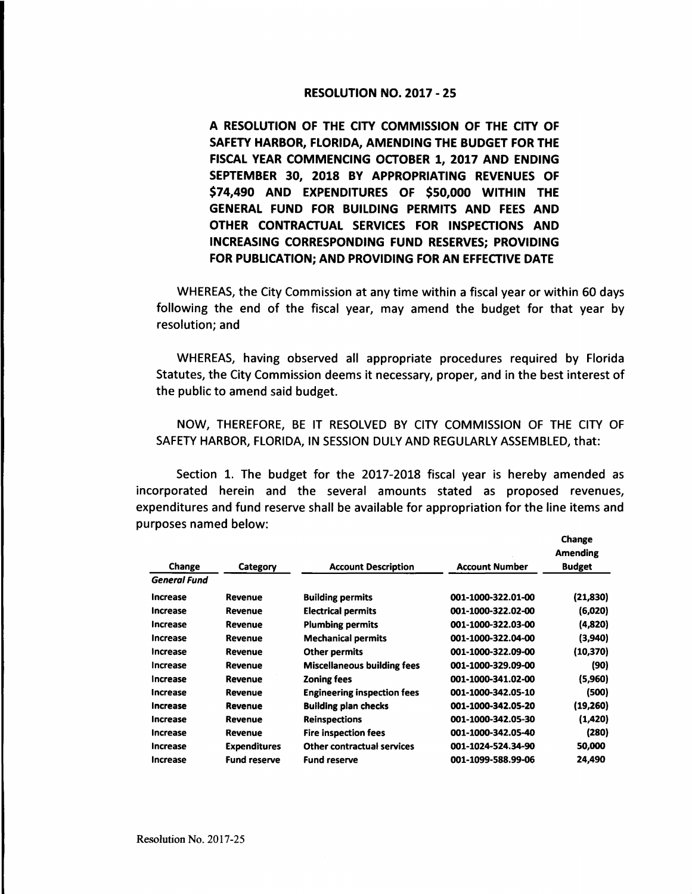# RESOLUTION NO. 2017 - 25

**A RESOLUTION OF THE CITY COMMISSION OF THE CITY OF SAFETY HARBOR, FLORIDA, AMENDING THE BUDGET FOR THE FISCAL YEAR COMMENCING OCTOBER 1, 2017 AND ENDING SEPTEMBER 30, 2018 BY APPROPRIATING REVENUES OF $74,490 AND EXPENDITURES OF $50,000 WITHIN THE GENERAL FUND FOR BUILDING PERMITS AND FEES AND OTHER CONTRACTUAL SERVICES FOR INSPECTIONS AND INCREASING CORRESPONDING FUND RESERVES; PROVIDING FOR PUBLICATION; AND PROVIDING FOR AN EFFECTIVE DATE**

WHEREAS, the City Commission at any time within a fiscal year or within 60 days following the end of the fiscal year, may amend the budget for that year by resolution; and

WHEREAS, having observed all appropriate procedures required by Florida Statutes, the City Commission deems it necessary, proper, and in the best interest of the public to amend said budget.

NOW, THEREFORE, BE IT RESOLVED BY CITY COMMISSION OF THE CITY OF SAFETY HARBOR, FLORIDA, IN SESSION DULY AND REGULARLY ASSEMBLED, that:

Section 1. The budget for the 2017-2018 fiscal year is hereby amended as incorporated herein and the several amounts stated as proposed revenues, expenditures and fund reserve shall be available for appropriation for the line items and purposes named below:

| Change | Category | Account Description | Account Number | Change Amending Budget |
|---|---|---|---|---|
| *General Fund* | | | | |
| Increase | Revenue | Building permits | 001-1000-322.01-00 | (21,830) |
| Increase | Revenue | Electrical permits | 001-1000-322.02-00 | (6,020) |
| Increase | Revenue | Plumbing permits | 001-1000-322.03-00 | (4,820) |
| Increase | Revenue | Mechanical permits | 001-1000-322.04-00 | (3,940) |
| Increase | Revenue | Other permits | 001-1000-322.09-00 | (10,370) |
| Increase | Revenue | Miscellaneous building fees | 001-1000-329.09-00 | (90) |
| Increase | Revenue | Zoning fees | 001-1000-341.02-00 | (5,960) |
| Increase | Revenue | Engineering inspection fees | 001-1000-342.05-10 | (500) |
| Increase | Revenue | Building plan checks | 001-1000-342.05-20 | (19,260) |
| Increase | Revenue | Reinspections | 001-1000-342.05-30 | (1,420) |
| Increase | Revenue | Fire inspection fees | 001-1000-342.05-40 | (280) |
| Increase | Expenditures | Other contractual services | 001-1024-524.34-90 | 50,000 |
| Increase | Fund reserve | Fund reserve | 001-1099-588.99-06 | 24,490 |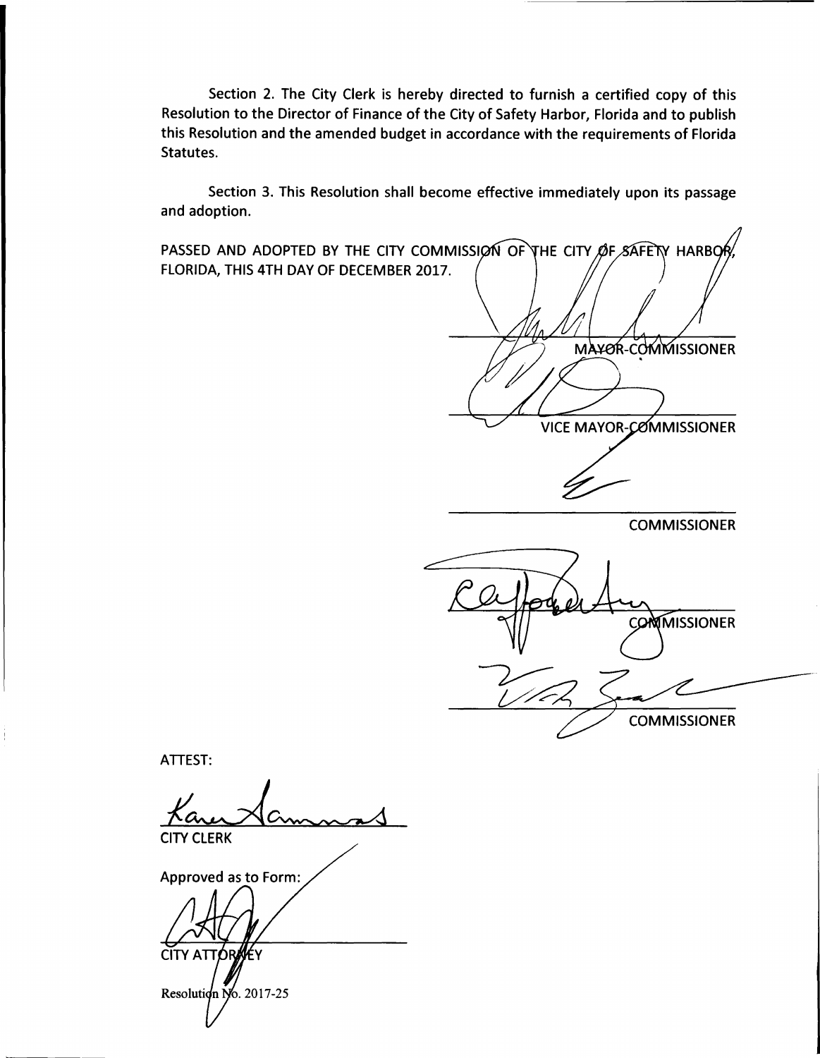Section 2. The City Clerk is hereby directed to furnish a certified copy of this Resolution to the Director of Finance of the City of Safety Harbor, Florida and to publish this Resolution and the amended budget in accordance with the requirements of Florida Statutes.

Section 3. This Resolution shall become effective immediately upon its passage and adoption.

PASSED AND ADOPTED BY THE CITY COMMISSION OF THE CITY OF SAFETY HARBOR, FLORIDA, THIS 4TH DAY OF DECEMBER 2017.

MAYOR-COMMISSIONER

VICE MAYOR-COMMISSIONER

COMMISSIONER

COMMISSIONER

COMMISSIONER

ATTEST:

CITY CLERK

Approved as to Form:

CITY ATTORNEY

Resolution No. 2017-25